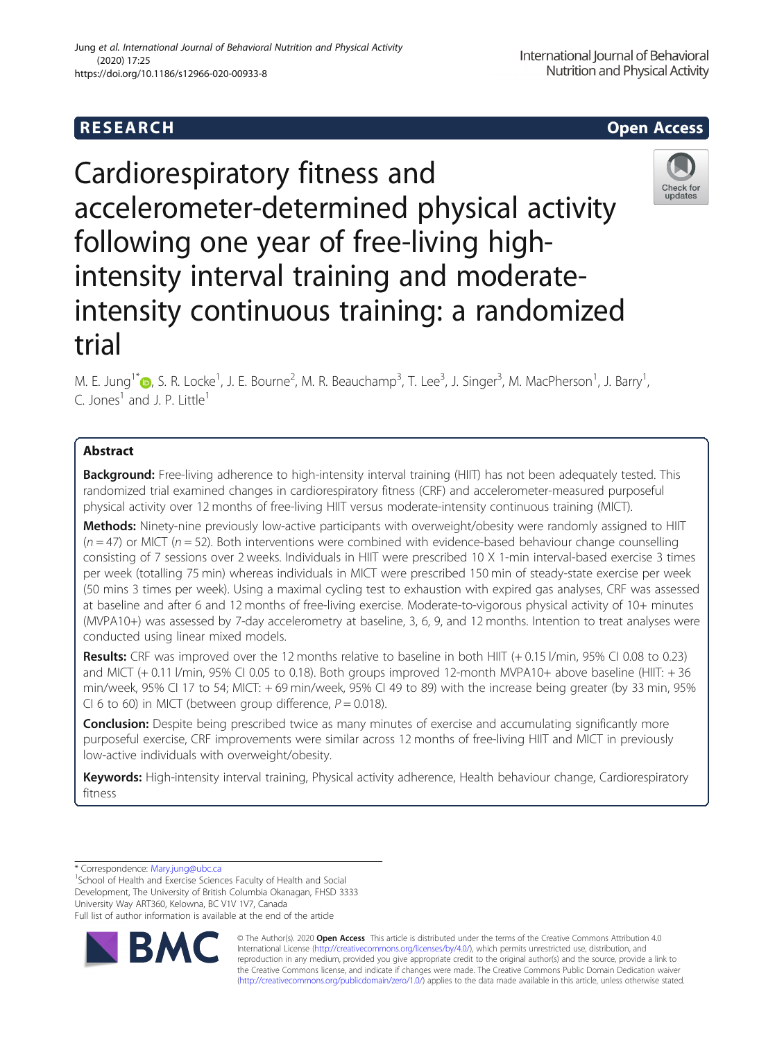RESEARCH

Open Access

# Cardiorespiratory fitness and accelerometer-determined physical activity following one year of free-living high-intensity interval training and moderate-intensity continuous training: a randomized trial

M. E. Jung[1*], S. R. Locke[1], J. E. Bourne[2], M. R. Beauchamp[3], T. Lee[3], J. Singer[3], M. MacPherson[1], J. Barry[1], C. Jones[1] and J. P. Little[1]

## Abstract

**Background:** Free-living adherence to high-intensity interval training (HIIT) has not been adequately tested. This randomized trial examined changes in cardiorespiratory fitness (CRF) and accelerometer-measured purposeful physical activity over 12 months of free-living HIIT versus moderate-intensity continuous training (MICT).

**Methods:** Ninety-nine previously low-active participants with overweight/obesity were randomly assigned to HIIT ($n = 47$) or MICT ($n = 52$). Both interventions were combined with evidence-based behaviour change counselling consisting of 7 sessions over 2 weeks. Individuals in HIIT were prescribed 10 X 1-min interval-based exercise 3 times per week (totalling 75 min) whereas individuals in MICT were prescribed 150 min of steady-state exercise per week (50 mins 3 times per week). Using a maximal cycling test to exhaustion with expired gas analyses, CRF was assessed at baseline and after 6 and 12 months of free-living exercise. Moderate-to-vigorous physical activity of 10+ minutes (MVPA10+) was assessed by 7-day accelerometry at baseline, 3, 6, 9, and 12 months. Intention to treat analyses were conducted using linear mixed models.

**Results:** CRF was improved over the 12 months relative to baseline in both HIIT (+ 0.15 l/min, 95% CI 0.08 to 0.23) and MICT (+ 0.11 l/min, 95% CI 0.05 to 0.18). Both groups improved 12-month MVPA10+ above baseline (HIIT: + 36 min/week, 95% CI 17 to 54; MICT: + 69 min/week, 95% CI 49 to 89) with the increase being greater (by 33 min, 95% CI 6 to 60) in MICT (between group difference, $P = 0.018$).

**Conclusion:** Despite being prescribed twice as many minutes of exercise and accumulating significantly more purposeful exercise, CRF improvements were similar across 12 months of free-living HIIT and MICT in previously low-active individuals with overweight/obesity.

**Keywords:** High-intensity interval training, Physical activity adherence, Health behaviour change, Cardiorespiratory fitness

* Correspondence: Mary.jung@ubc.ca
[1]School of Health and Exercise Sciences Faculty of Health and Social Development, The University of British Columbia Okanagan, FHSD 3333 University Way ART360, Kelowna, BC V1V 1V7, Canada
Full list of author information is available at the end of the article

© The Author(s). 2020 **Open Access** This article is distributed under the terms of the Creative Commons Attribution 4.0 International License (http://creativecommons.org/licenses/by/4.0/), which permits unrestricted use, distribution, and reproduction in any medium, provided you give appropriate credit to the original author(s) and the source, provide a link to the Creative Commons license, and indicate if changes were made. The Creative Commons Public Domain Dedication waiver (http://creativecommons.org/publicdomain/zero/1.0/) applies to the data made available in this article, unless otherwise stated.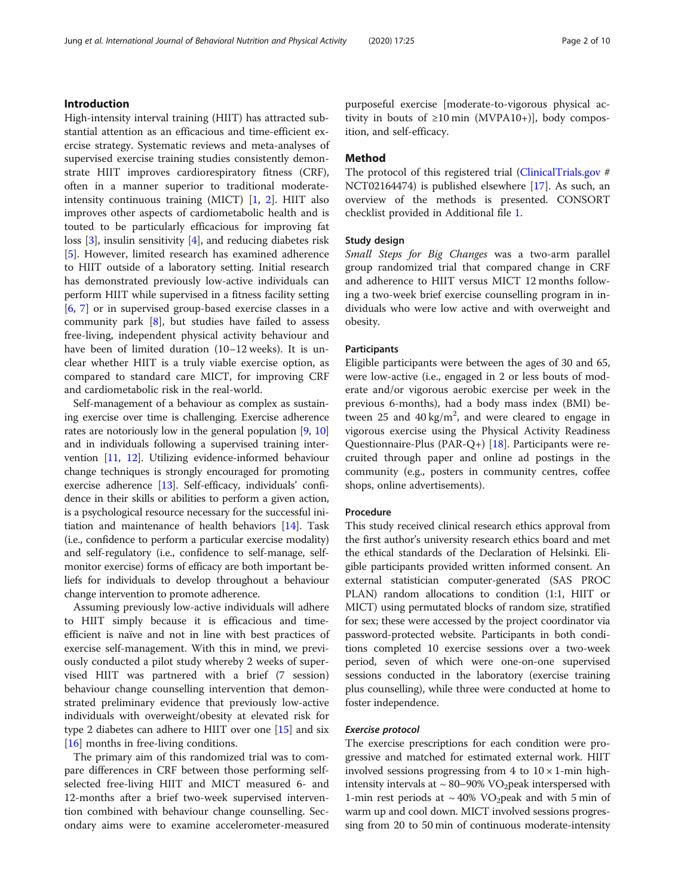## Introduction

High-intensity interval training (HIIT) has attracted substantial attention as an efficacious and time-efficient exercise strategy. Systematic reviews and meta-analyses of supervised exercise training studies consistently demonstrate HIIT improves cardiorespiratory fitness (CRF), often in a manner superior to traditional moderate-intensity continuous training (MICT) [1, 2]. HIIT also improves other aspects of cardiometabolic health and is touted to be particularly efficacious for improving fat loss [3], insulin sensitivity [4], and reducing diabetes risk [5]. However, limited research has examined adherence to HIIT outside of a laboratory setting. Initial research has demonstrated previously low-active individuals can perform HIIT while supervised in a fitness facility setting [6, 7] or in supervised group-based exercise classes in a community park [8], but studies have failed to assess free-living, independent physical activity behaviour and have been of limited duration (10–12 weeks). It is unclear whether HIIT is a truly viable exercise option, as compared to standard care MICT, for improving CRF and cardiometabolic risk in the real-world.

Self-management of a behaviour as complex as sustaining exercise over time is challenging. Exercise adherence rates are notoriously low in the general population [9, 10] and in individuals following a supervised training intervention [11, 12]. Utilizing evidence-informed behaviour change techniques is strongly encouraged for promoting exercise adherence [13]. Self-efficacy, individuals' confidence in their skills or abilities to perform a given action, is a psychological resource necessary for the successful initiation and maintenance of health behaviors [14]. Task (i.e., confidence to perform a particular exercise modality) and self-regulatory (i.e., confidence to self-manage, self-monitor exercise) forms of efficacy are both important beliefs for individuals to develop throughout a behaviour change intervention to promote adherence.

Assuming previously low-active individuals will adhere to HIIT simply because it is efficacious and time-efficient is naïve and not in line with best practices of exercise self-management. With this in mind, we previously conducted a pilot study whereby 2 weeks of supervised HIIT was partnered with a brief (7 session) behaviour change counselling intervention that demonstrated preliminary evidence that previously low-active individuals with overweight/obesity at elevated risk for type 2 diabetes can adhere to HIIT over one [15] and six [16] months in free-living conditions.

The primary aim of this randomized trial was to compare differences in CRF between those performing self-selected free-living HIIT and MICT measured 6- and 12-months after a brief two-week supervised intervention combined with behaviour change counselling. Secondary aims were to examine accelerometer-measured purposeful exercise [moderate-to-vigorous physical activity in bouts of ≥10 min (MVPA10+)], body composition, and self-efficacy.

## Method

The protocol of this registered trial (ClinicalTrials.gov # NCT02164474) is published elsewhere [17]. As such, an overview of the methods is presented. CONSORT checklist provided in Additional file 1.

### Study design

*Small Steps for Big Changes* was a two-arm parallel group randomized trial that compared change in CRF and adherence to HIIT versus MICT 12 months following a two-week brief exercise counselling program in individuals who were low active and with overweight and obesity.

### Participants

Eligible participants were between the ages of 30 and 65, were low-active (i.e., engaged in 2 or less bouts of moderate and/or vigorous aerobic exercise per week in the previous 6-months), had a body mass index (BMI) between 25 and 40 $kg/m^2$, and were cleared to engage in vigorous exercise using the Physical Activity Readiness Questionnaire-Plus (PAR-Q+) [18]. Participants were recruited through paper and online ad postings in the community (e.g., posters in community centres, coffee shops, online advertisements).

### Procedure

This study received clinical research ethics approval from the first author's university research ethics board and met the ethical standards of the Declaration of Helsinki. Eligible participants provided written informed consent. An external statistician computer-generated (SAS PROC PLAN) random allocations to condition (1:1, HIIT or MICT) using permutated blocks of random size, stratified for sex; these were accessed by the project coordinator via password-protected website. Participants in both conditions completed 10 exercise sessions over a two-week period, seven of which were one-on-one supervised sessions conducted in the laboratory (exercise training plus counselling), while three were conducted at home to foster independence.

#### *Exercise protocol*

The exercise prescriptions for each condition were progressive and matched for estimated external work. HIIT involved sessions progressing from 4 to 10 × 1-min high-intensity intervals at ~ 80–90% $VO_2$peak interspersed with 1-min rest periods at ~ 40% $VO_2$peak and with 5 min of warm up and cool down. MICT involved sessions progressing from 20 to 50 min of continuous moderate-intensity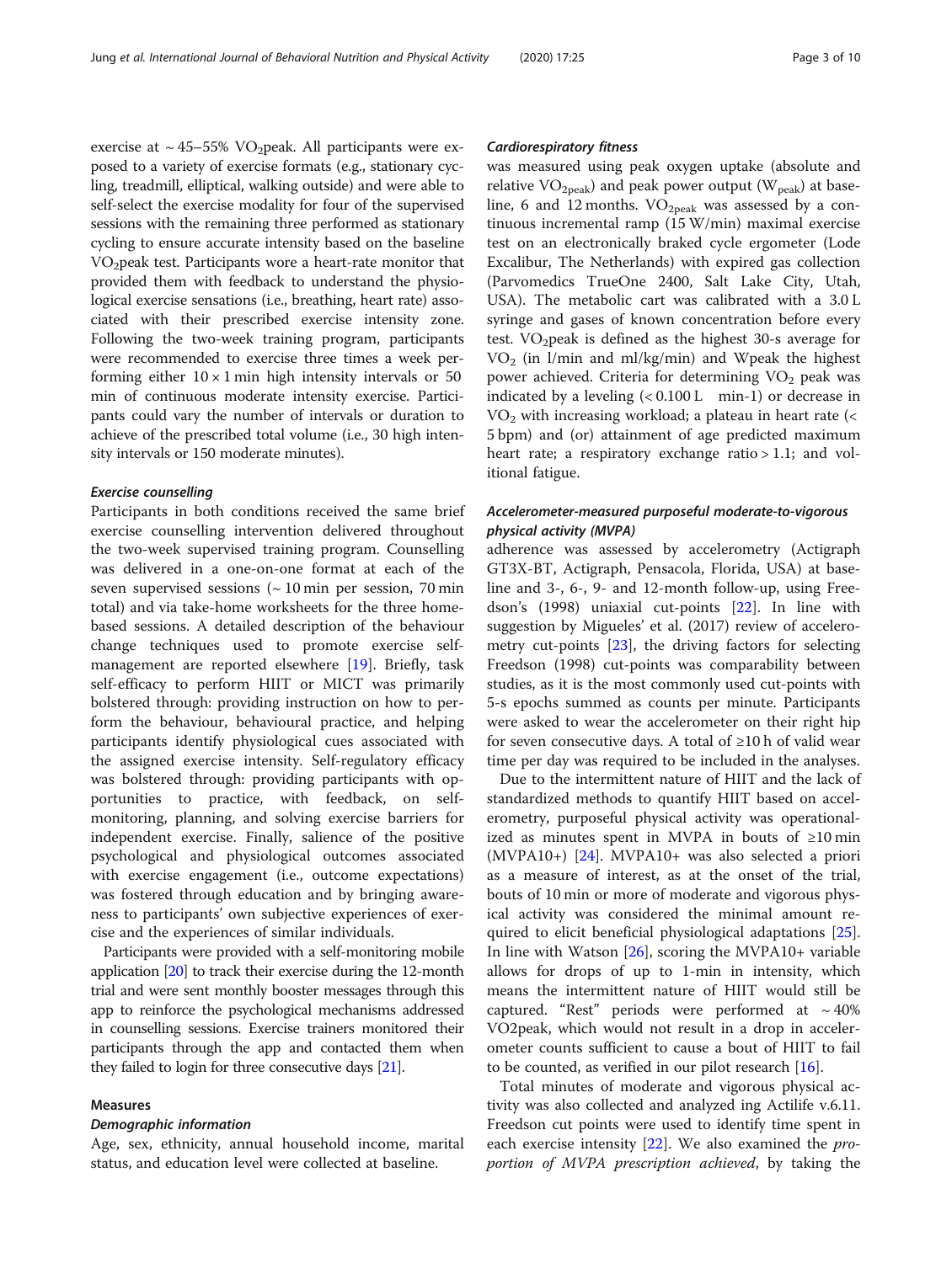exercise at ~ 45–55% $VO_2$peak. All participants were exposed to a variety of exercise formats (e.g., stationary cycling, treadmill, elliptical, walking outside) and were able to self-select the exercise modality for four of the supervised sessions with the remaining three performed as stationary cycling to ensure accurate intensity based on the baseline $VO_2$peak test. Participants wore a heart-rate monitor that provided them with feedback to understand the physiological exercise sensations (i.e., breathing, heart rate) associated with their prescribed exercise intensity zone. Following the two-week training program, participants were recommended to exercise three times a week performing either 10 × 1 min high intensity intervals or 50 min of continuous moderate intensity exercise. Participants could vary the number of intervals or duration to achieve of the prescribed total volume (i.e., 30 high intensity intervals or 150 moderate minutes).

#### Exercise counselling

Participants in both conditions received the same brief exercise counselling intervention delivered throughout the two-week supervised training program. Counselling was delivered in a one-on-one format at each of the seven supervised sessions (~ 10 min per session, 70 min total) and via take-home worksheets for the three home-based sessions. A detailed description of the behaviour change techniques used to promote exercise self-management are reported elsewhere [19]. Briefly, task self-efficacy to perform HIIT or MICT was primarily bolstered through: providing instruction on how to perform the behaviour, behavioural practice, and helping participants identify physiological cues associated with the assigned exercise intensity. Self-regulatory efficacy was bolstered through: providing participants with opportunities to practice, with feedback, on self-monitoring, planning, and solving exercise barriers for independent exercise. Finally, salience of the positive psychological and physiological outcomes associated with exercise engagement (i.e., outcome expectations) was fostered through education and by bringing awareness to participants' own subjective experiences of exercise and the experiences of similar individuals.

Participants were provided with a self-monitoring mobile application [20] to track their exercise during the 12-month trial and were sent monthly booster messages through this app to reinforce the psychological mechanisms addressed in counselling sessions. Exercise trainers monitored their participants through the app and contacted them when they failed to login for three consecutive days [21].

### Measures

#### Demographic information

Age, sex, ethnicity, annual household income, marital status, and education level were collected at baseline.

#### Cardiorespiratory fitness

was measured using peak oxygen uptake (absolute and relative $VO_{2peak}$) and peak power output ($W_{peak}$) at baseline, 6 and 12 months. $VO_{2peak}$ was assessed by a continuous incremental ramp (15 W/min) maximal exercise test on an electronically braked cycle ergometer (Lode Excalibur, The Netherlands) with expired gas collection (Parvomedics TrueOne 2400, Salt Lake City, Utah, USA). The metabolic cart was calibrated with a 3.0 L syringe and gases of known concentration before every test. $VO_2$peak is defined as the highest 30-s average for $VO_2$ (in l/min and ml/kg/min) and Wpeak the highest power achieved. Criteria for determining $VO_2$ peak was indicated by a leveling (< 0.100 L min-1) or decrease in $VO_2$ with increasing workload; a plateau in heart rate (< 5 bpm) and (or) attainment of age predicted maximum heart rate; a respiratory exchange ratio > 1.1; and volitional fatigue.

#### Accelerometer-measured purposeful moderate-to-vigorous physical activity (MVPA)

adherence was assessed by accelerometry (Actigraph GT3X-BT, Actigraph, Pensacola, Florida, USA) at baseline and 3-, 6-, 9- and 12-month follow-up, using Freedson's (1998) uniaxial cut-points [22]. In line with suggestion by Migueles' et al. (2017) review of accelerometry cut-points [23], the driving factors for selecting Freedson (1998) cut-points was comparability between studies, as it is the most commonly used cut-points with 5-s epochs summed as counts per minute. Participants were asked to wear the accelerometer on their right hip for seven consecutive days. A total of ≥10 h of valid wear time per day was required to be included in the analyses.

Due to the intermittent nature of HIIT and the lack of standardized methods to quantify HIIT based on accelerometry, purposeful physical activity was operationalized as minutes spent in MVPA in bouts of ≥10 min (MVPA10+) [24]. MVPA10+ was also selected a priori as a measure of interest, as at the onset of the trial, bouts of 10 min or more of moderate and vigorous physical activity was considered the minimal amount required to elicit beneficial physiological adaptations [25]. In line with Watson [26], scoring the MVPA10+ variable allows for drops of up to 1-min in intensity, which means the intermittent nature of HIIT would still be captured. "Rest" periods were performed at ~ 40% VO2peak, which would not result in a drop in accelerometer counts sufficient to cause a bout of HIIT to fail to be counted, as verified in our pilot research [16].

Total minutes of moderate and vigorous physical activity was also collected and analyzed ing Actilife v.6.11. Freedson cut points were used to identify time spent in each exercise intensity [22]. We also examined the *proportion of MVPA prescription achieved*, by taking the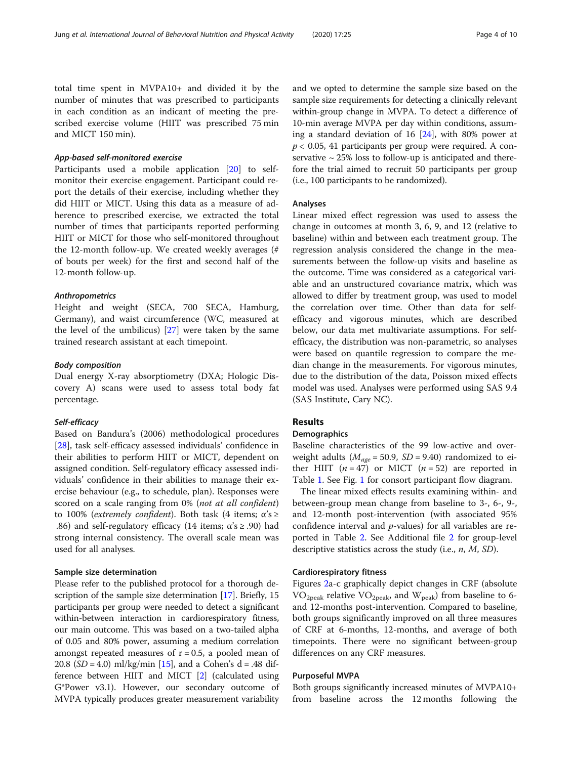total time spent in MVPA10+ and divided it by the number of minutes that was prescribed to participants in each condition as an indicant of meeting the prescribed exercise volume (HIIT was prescribed 75 min and MICT 150 min).

#### *App-based self-monitored exercise*

Participants used a mobile application [20] to self-monitor their exercise engagement. Participant could report the details of their exercise, including whether they did HIIT or MICT. Using this data as a measure of adherence to prescribed exercise, we extracted the total number of times that participants reported performing HIIT or MICT for those who self-monitored throughout the 12-month follow-up. We created weekly averages (# of bouts per week) for the first and second half of the 12-month follow-up.

#### *Anthropometrics*

Height and weight (SECA, 700 SECA, Hamburg, Germany), and waist circumference (WC, measured at the level of the umbilicus) [27] were taken by the same trained research assistant at each timepoint.

#### *Body composition*

Dual energy X-ray absorptiometry (DXA; Hologic Discovery A) scans were used to assess total body fat percentage.

#### *Self-efficacy*

Based on Bandura's (2006) methodological procedures [28], task self-efficacy assessed individuals' confidence in their abilities to perform HIIT or MICT, dependent on assigned condition. Self-regulatory efficacy assessed individuals' confidence in their abilities to manage their exercise behaviour (e.g., to schedule, plan). Responses were scored on a scale ranging from 0% (*not at all confident*) to 100% (*extremely confident*). Both task (4 items; $\alpha$'s ≥ .86) and self-regulatory efficacy (14 items; $\alpha$'s ≥ .90) had strong internal consistency. The overall scale mean was used for all analyses.

### Sample size determination

Please refer to the published protocol for a thorough description of the sample size determination [17]. Briefly, 15 participants per group were needed to detect a significant within-between interaction in cardiorespiratory fitness, our main outcome. This was based on a two-tailed alpha of 0.05 and 80% power, assuming a medium correlation amongst repeated measures of r = 0.5, a pooled mean of 20.8 (*SD* = 4.0) ml/kg/min [15], and a Cohen's d = .48 difference between HIIT and MICT [2] (calculated using G*Power v3.1). However, our secondary outcome of MVPA typically produces greater measurement variability and we opted to determine the sample size based on the sample size requirements for detecting a clinically relevant within-group change in MVPA. To detect a difference of 10-min average MVPA per day within conditions, assuming a standard deviation of 16 [24], with 80% power at $p < 0.05$, 41 participants per group were required. A conservative ~ 25% loss to follow-up is anticipated and therefore the trial aimed to recruit 50 participants per group (i.e., 100 participants to be randomized).

### Analyses

Linear mixed effect regression was used to assess the change in outcomes at month 3, 6, 9, and 12 (relative to baseline) within and between each treatment group. The regression analysis considered the change in the measurements between the follow-up visits and baseline as the outcome. Time was considered as a categorical variable and an unstructured covariance matrix, which was allowed to differ by treatment group, was used to model the correlation over time. Other than data for self-efficacy and vigorous minutes, which are described below, our data met multivariate assumptions. For self-efficacy, the distribution was non-parametric, so analyses were based on quantile regression to compare the median change in the measurements. For vigorous minutes, due to the distribution of the data, Poisson mixed effects model was used. Analyses were performed using SAS 9.4 (SAS Institute, Cary NC).

## Results

### Demographics

Baseline characteristics of the 99 low-active and overweight adults ($M_{age}$ = 50.9, *SD* = 9.40) randomized to either HIIT (*n* = 47) or MICT (*n* = 52) are reported in Table 1. See Fig. 1 for consort participant flow diagram.

The linear mixed effects results examining within- and between-group mean change from baseline to 3-, 6-, 9-, and 12-month post-intervention (with associated 95% confidence interval and *p*-values) for all variables are reported in Table 2. See Additional file 2 for group-level descriptive statistics across the study (i.e., *n*, *M*, *SD*).

### Cardiorespiratory fitness

Figures 2a-c graphically depict changes in CRF (absolute $VO_{2peak}$ relative $VO_{2peak}$, and $W_{peak}$) from baseline to 6- and 12-months post-intervention. Compared to baseline, both groups significantly improved on all three measures of CRF at 6-months, 12-months, and average of both timepoints. There were no significant between-group differences on any CRF measures.

### Purposeful MVPA

Both groups significantly increased minutes of MVPA10+ from baseline across the 12 months following the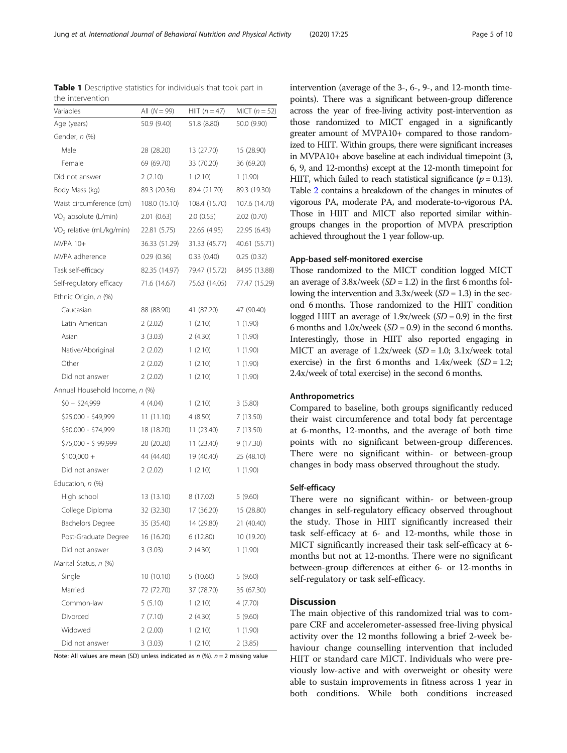**Table 1** Descriptive statistics for individuals that took part in the intervention

| Variables | All ($N = 99$) | HIIT ($n = 47$) | MICT ($n = 52$) |
|---|---|---|---|
| Age (years) | 50.9 (9.40) | 51.8 (8.80) | 50.0 (9.90) |
| Gender, *n* (%) | | | |
| Male | 28 (28.20) | 13 (27.70) | 15 (28.90) |
| Female | 69 (69.70) | 33 (70.20) | 36 (69.20) |
| Did not answer | 2 (2.10) | 1 (2.10) | 1 (1.90) |
| Body Mass (kg) | 89.3 (20.36) | 89.4 (21.70) | 89.3 (19.30) |
| Waist circumference (cm) | 108.0 (15.10) | 108.4 (15.70) | 107.6 (14.70) |
| $VO_2$ absolute (L/min) | 2.01 (0.63) | 2.0 (0.55) | 2.02 (0.70) |
| $VO_2$ relative (mL/kg/min) | 22.81 (5.75) | 22.65 (4.95) | 22.95 (6.43) |
| MVPA 10+ | 36.33 (51.29) | 31.33 (45.77) | 40.61 (55.71) |
| MVPA adherence | 0.29 (0.36) | 0.33 (0.40) | 0.25 (0.32) |
| Task self-efficacy | 82.35 (14.97) | 79.47 (15.72) | 84.95 (13.88) |
| Self-regulatory efficacy | 71.6 (14.67) | 75.63 (14.05) | 77.47 (15.29) |
| Ethnic Origin, *n* (%) | | | |
| Caucasian | 88 (88.90) | 41 (87.20) | 47 (90.40) |
| Latin American | 2 (2.02) | 1 (2.10) | 1 (1.90) |
| Asian | 3 (3.03) | 2 (4.30) | 1 (1.90) |
| Native/Aboriginal | 2 (2.02) | 1 (2.10) | 1 (1.90) |
| Other | 2 (2.02) | 1 (2.10) | 1 (1.90) |
| Did not answer | 2 (2.02) | 1 (2.10) | 1 (1.90) |
| Annual Household Income, *n* (%) | | | |
| $0 – $24,999 | 4 (4.04) | 1 (2.10) | 3 (5.80) |
| $25,000 - $49,999 | 11 (11.10) | 4 (8.50) | 7 (13.50) |
| $50,000 - $74,999 | 18 (18.20) | 11 (23.40) | 7 (13.50) |
| $75,000 - $ 99,999 | 20 (20.20) | 11 (23.40) | 9 (17.30) |
| $100,000 + | 44 (44.40) | 19 (40.40) | 25 (48.10) |
| Did not answer | 2 (2.02) | 1 (2.10) | 1 (1.90) |
| Education, *n* (%) | | | |
| High school | 13 (13.10) | 8 (17.02) | 5 (9.60) |
| College Diploma | 32 (32.30) | 17 (36.20) | 15 (28.80) |
| Bachelors Degree | 35 (35.40) | 14 (29.80) | 21 (40.40) |
| Post-Graduate Degree | 16 (16.20) | 6 (12.80) | 10 (19.20) |
| Did not answer | 3 (3.03) | 2 (4.30) | 1 (1.90) |
| Marital Status, *n* (%) | | | |
| Single | 10 (10.10) | 5 (10.60) | 5 (9.60) |
| Married | 72 (72.70) | 37 (78.70) | 35 (67.30) |
| Common-law | 5 (5.10) | 1 (2.10) | 4 (7.70) |
| Divorced | 7 (7.10) | 2 (4.30) | 5 (9.60) |
| Widowed | 2 (2.00) | 1 (2.10) | 1 (1.90) |
| Did not answer | 3 (3.03) | 1 (2.10) | 2 (3.85) |

Note: All values are mean (SD) unless indicated as *n* (%). $n = 2$ missing value

intervention (average of the 3-, 6-, 9-, and 12-month timepoints). There was a significant between-group difference across the year of free-living activity post-intervention as those randomized to MICT engaged in a significantly greater amount of MVPA10+ compared to those randomized to HIIT. Within groups, there were significant increases in MVPA10+ above baseline at each individual timepoint (3, 6, 9, and 12-months) except at the 12-month timepoint for HIIT, which failed to reach statistical significance ($p = 0.13$). Table 2 contains a breakdown of the changes in minutes of vigorous PA, moderate PA, and moderate-to-vigorous PA. Those in HIIT and MICT also reported similar within-groups changes in the proportion of MVPA prescription achieved throughout the 1 year follow-up.

### App-based self-monitored exercise

Those randomized to the MICT condition logged MICT an average of 3.8x/week (*SD* = 1.2) in the first 6 months following the intervention and 3.3x/week (*SD* = 1.3) in the second 6 months. Those randomized to the HIIT condition logged HIIT an average of 1.9x/week (*SD* = 0.9) in the first 6 months and 1.0x/week (*SD* = 0.9) in the second 6 months. Interestingly, those in HIIT also reported engaging in MICT an average of 1.2x/week (*SD* = 1.0; 3.1x/week total exercise) in the first 6 months and 1.4x/week (*SD* = 1.2; 2.4x/week of total exercise) in the second 6 months.

### Anthropometrics

Compared to baseline, both groups significantly reduced their waist circumference and total body fat percentage at 6-months, 12-months, and the average of both time points with no significant between-group differences. There were no significant within- or between-group changes in body mass observed throughout the study.

### Self-efficacy

There were no significant within- or between-group changes in self-regulatory efficacy observed throughout the study. Those in HIIT significantly increased their task self-efficacy at 6- and 12-months, while those in MICT significantly increased their task self-efficacy at 6-months but not at 12-months. There were no significant between-group differences at either 6- or 12-months in self-regulatory or task self-efficacy.

## Discussion

The main objective of this randomized trial was to compare CRF and accelerometer-assessed free-living physical activity over the 12 months following a brief 2-week behaviour change counselling intervention that included HIIT or standard care MICT. Individuals who were previously low-active and with overweight or obesity were able to sustain improvements in fitness across 1 year in both conditions. While both conditions increased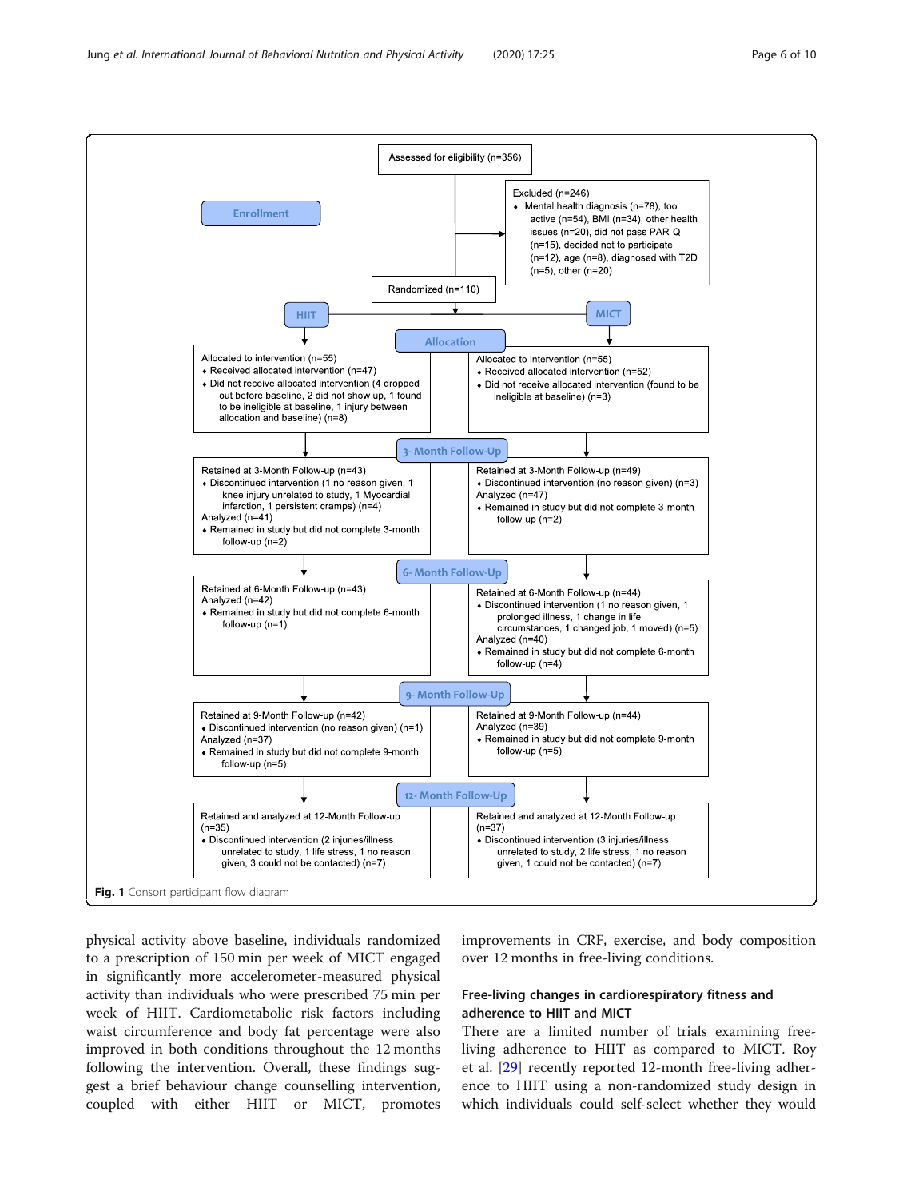Assessed for eligibility (n=356)

**Enrollment**

Excluded (n=246)
- Mental health diagnosis (n=78), too active (n=54), BMI (n=34), other health issues (n=20), did not pass PAR-Q (n=15), decided not to participate (n=12), age (n=8), diagnosed with T2D (n=5), other (n=20)

Randomized (n=110)

**HIIT** | **MICT**

**Allocation**

HIIT:

Allocated to intervention (n=55)
- Received allocated intervention (n=47)
- Did not receive allocated intervention (4 dropped out before baseline, 2 did not show up, 1 found to be ineligible at baseline, 1 injury between allocation and baseline) (n=8)

MICT:

Allocated to intervention (n=55)
- Received allocated intervention (n=52)
- Did not receive allocated intervention (found to be ineligible at baseline) (n=3)

**3- Month Follow-Up**

HIIT:

Retained at 3-Month Follow-up (n=43)
- Discontinued intervention (1 no reason given, 1 knee injury unrelated to study, 1 Myocardial infarction, 1 persistent cramps) (n=4)

Analyzed (n=41)
- Remained in study but did not complete 3-month follow-up (n=2)

MICT:

Retained at 3-Month Follow-up (n=49)
- Discontinued intervention (no reason given) (n=3)

Analyzed (n=47)
- Remained in study but did not complete 3-month follow-up (n=2)

**6- Month Follow-Up**

HIIT:

Retained at 6-Month Follow-up (n=43)

Analyzed (n=42)
- Remained in study but did not complete 6-month follow-up (n=1)

MICT:

Retained at 6-Month Follow-up (n=44)
- Discontinued intervention (1 no reason given, 1 prolonged illness, 1 change in life circumstances, 1 changed job, 1 moved) (n=5)

Analyzed (n=40)
- Remained in study but did not complete 6-month follow-up (n=4)

**9- Month Follow-Up**

HIIT:

Retained at 9-Month Follow-up (n=42)
- Discontinued intervention (no reason given) (n=1)

Analyzed (n=37)
- Remained in study but did not complete 9-month follow-up (n=5)

MICT:

Retained at 9-Month Follow-up (n=44)

Analyzed (n=39)
- Remained in study but did not complete 9-month follow-up (n=5)

**12- Month Follow-Up**

HIIT:

Retained and analyzed at 12-Month Follow-up (n=35)
- Discontinued intervention (2 injuries/illness unrelated to study, 1 life stress, 1 no reason given, 3 could not be contacted) (n=7)

MICT:

Retained and analyzed at 12-Month Follow-up (n=37)
- Discontinued intervention (3 injuries/illness unrelated to study, 2 life stress, 1 no reason given, 1 could not be contacted) (n=7)

**Fig. 1** Consort participant flow diagram

physical activity above baseline, individuals randomized to a prescription of 150 min per week of MICT engaged in significantly more accelerometer-measured physical activity than individuals who were prescribed 75 min per week of HIIT. Cardiometabolic risk factors including waist circumference and body fat percentage were also improved in both conditions throughout the 12 months following the intervention. Overall, these findings suggest a brief behaviour change counselling intervention, coupled with either HIIT or MICT, promotes improvements in CRF, exercise, and body composition over 12 months in free-living conditions.

### Free-living changes in cardiorespiratory fitness and adherence to HIIT and MICT

There are a limited number of trials examining free-living adherence to HIIT as compared to MICT. Roy et al. [29] recently reported 12-month free-living adherence to HIIT using a non-randomized study design in which individuals could self-select whether they would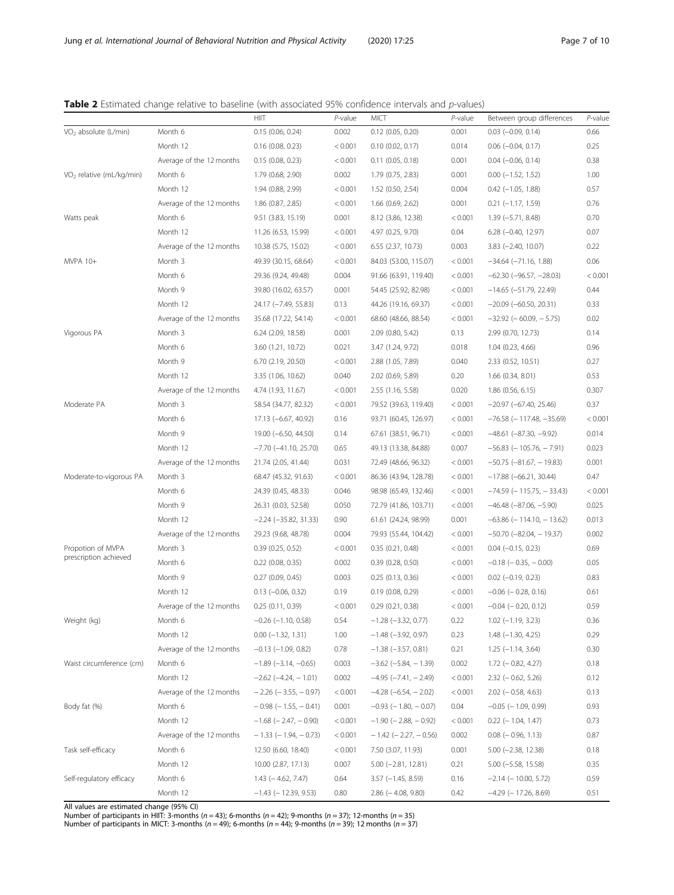**Table 2** Estimated change relative to baseline (with associated 95% confidence intervals and *p*-values)

| | | HIIT | *P*-value | MICT | *P*-value | Between group differences | *P*-value |
|---|---|---|---|---|---|---|---|
| $VO_2$ absolute (L/min) | Month 6 | 0.15 (0.06, 0.24) | 0.002 | 0.12 (0.05, 0.20) | 0.001 | 0.03 (−0.09, 0.14) | 0.66 |
| | Month 12 | 0.16 (0.08, 0.23) | < 0.001 | 0.10 (0.02, 0.17) | 0.014 | 0.06 (−0.04, 0.17) | 0.25 |
| | Average of the 12 months | 0.15 (0.08, 0.23) | < 0.001 | 0.11 (0.05, 0.18) | 0.001 | 0.04 (−0.06, 0.14) | 0.38 |
| $VO_2$ relative (mL/kg/min) | Month 6 | 1.79 (0.68, 2.90) | 0.002 | 1.79 (0.75, 2.83) | 0.001 | 0.00 (−1.52, 1.52) | 1.00 |
| | Month 12 | 1.94 (0.88, 2.99) | < 0.001 | 1.52 (0.50, 2.54) | 0.004 | 0.42 (−1.05, 1.88) | 0.57 |
| | Average of the 12 months | 1.86 (0.87, 2.85) | < 0.001 | 1.66 (0.69, 2.62) | 0.001 | 0.21 (−1.17, 1.59) | 0.76 |
| Watts peak | Month 6 | 9.51 (3.83, 15.19) | 0.001 | 8.12 (3.86, 12.38) | < 0.001 | 1.39 (−5.71, 8.48) | 0.70 |
| | Month 12 | 11.26 (6.53, 15.99) | < 0.001 | 4.97 (0.25, 9.70) | 0.04 | 6.28 (−0.40, 12.97) | 0.07 |
| | Average of the 12 months | 10.38 (5.75, 15.02) | < 0.001 | 6.55 (2.37, 10.73) | 0.003 | 3.83 (−2.40, 10.07) | 0.22 |
| MVPA 10+ | Month 3 | 49.39 (30.15, 68.64) | < 0.001 | 84.03 (53.00, 115.07) | < 0.001 | −34.64 (−71.16, 1.88) | 0.06 |
| | Month 6 | 29.36 (9.24, 49.48) | 0.004 | 91.66 (63.91, 119.40) | < 0.001 | −62.30 (−96.57, −28.03) | < 0.001 |
| | Month 9 | 39.80 (16.02, 63.57) | 0.001 | 54.45 (25.92, 82.98) | < 0.001 | −14.65 (−51.79, 22.49) | 0.44 |
| | Month 12 | 24.17 (−7.49, 55.83) | 0.13 | 44.26 (19.16, 69.37) | < 0.001 | −20.09 (−60.50, 20.31) | 0.33 |
| | Average of the 12 months | 35.68 (17.22, 54.14) | < 0.001 | 68.60 (48.66, 88.54) | < 0.001 | −32.92 (− 60.09, − 5.75) | 0.02 |
| Vigorous PA | Month 3 | 6.24 (2.09, 18.58) | 0.001 | 2.09 (0.80, 5.42) | 0.13 | 2.99 (0.70, 12.73) | 0.14 |
| | Month 6 | 3.60 (1.21, 10.72) | 0.021 | 3.47 (1.24, 9.72) | 0.018 | 1.04 (0.23, 4.66) | 0.96 |
| | Month 9 | 6.70 (2.19, 20.50) | < 0.001 | 2.88 (1.05, 7.89) | 0.040 | 2.33 (0.52, 10.51) | 0.27 |
| | Month 12 | 3.35 (1.06, 10.62) | 0.040 | 2.02 (0.69, 5.89) | 0.20 | 1.66 (0.34, 8.01) | 0.53 |
| | Average of the 12 months | 4.74 (1.93, 11.67) | < 0.001 | 2.55 (1.16, 5.58) | 0.020 | 1.86 (0.56, 6.15) | 0.307 |
| Moderate PA | Month 3 | 58.54 (34.77, 82.32) | < 0.001 | 79.52 (39.63, 119.40) | < 0.001 | −20.97 (−67.40, 25.46) | 0.37 |
| | Month 6 | 17.13 (−6.67, 40.92) | 0.16 | 93.71 (60.45, 126.97) | < 0.001 | −76.58 (− 117.48, −35.69) | < 0.001 |
| | Month 9 | 19.00 (−6.50, 44.50) | 0.14 | 67.61 (38.51, 96.71) | < 0.001 | −48.61 (−87.30, −9.92) | 0.014 |
| | Month 12 | −7.70 (−41.10, 25.70) | 0.65 | 49.13 (13.38, 84.88) | 0.007 | −56.83 (− 105.76, − 7.91) | 0.023 |
| | Average of the 12 months | 21.74 (2.05, 41.44) | 0.031 | 72.49 (48.66, 96.32) | < 0.001 | −50.75 (−81.67, − 19.83) | 0.001 |
| Moderate-to-vigorous PA | Month 3 | 68.47 (45.32, 91.63) | < 0.001 | 86.36 (43.94, 128.78) | < 0.001 | −17.88 (−66.21, 30.44) | 0.47 |
| | Month 6 | 24.39 (0.45, 48.33) | 0.046 | 98.98 (65.49, 132.46) | < 0.001 | −74.59 (− 115.75, − 33.43) | < 0.001 |
| | Month 9 | 26.31 (0.03, 52.58) | 0.050 | 72.79 (41.80, 103.71) | < 0.001 | −46.48 (−87.06, −5.90) | 0.025 |
| | Month 12 | −2.24 (−35.82, 31.33) | 0.90 | 61.61 (24.24, 98.99) | 0.001 | −63.86 (− 114.10, − 13.62) | 0.013 |
| | Average of the 12 months | 29.23 (9.68, 48.78) | 0.004 | 79.93 (55.44, 104.42) | < 0.001 | −50.70 (−82.04, − 19.37) | 0.002 |
| Propotion of MVPA prescription achieved | Month 3 | 0.39 (0.25, 0.52) | < 0.001 | 0.35 (0.21, 0.48) | < 0.001 | 0.04 (−0.15, 0.23) | 0.69 |
| | Month 6 | 0.22 (0.08, 0.35) | 0.002 | 0.39 (0.28, 0.50) | < 0.001 | −0.18 (− 0.35, − 0.00) | 0.05 |
| | Month 9 | 0.27 (0.09, 0.45) | 0.003 | 0.25 (0.13, 0.36) | < 0.001 | 0.02 (−0.19, 0.23) | 0.83 |
| | Month 12 | 0.13 (−0.06, 0.32) | 0.19 | 0.19 (0.08, 0.29) | < 0.001 | −0.06 (− 0.28, 0.16) | 0.61 |
| | Average of the 12 months | 0.25 (0.11, 0.39) | < 0.001 | 0.29 (0.21, 0.38) | < 0.001 | −0.04 (− 0.20, 0.12) | 0.59 |
| Weight (kg) | Month 6 | −0.26 (−1.10, 0.58) | 0.54 | −1.28 (−3.32, 0.77) | 0.22 | 1.02 (−1.19, 3.23) | 0.36 |
| | Month 12 | 0.00 (−1.32, 1.31) | 1.00 | −1.48 (−3.92, 0.97) | 0.23 | 1.48 (−1.30, 4.25) | 0.29 |
| | Average of the 12 months | −0.13 (−1.09, 0.82) | 0.78 | −1.38 (−3.57, 0.81) | 0.21 | 1.25 (−1.14, 3.64) | 0.30 |
| Waist circumference (cm) | Month 6 | −1.89 (−3.14, −0.65) | 0.003 | −3.62 (−5.84, − 1.39) | 0.002 | 1.72 (− 0.82, 4.27) | 0.18 |
| | Month 12 | −2.62 (−4.24, − 1.01) | 0.002 | −4.95 (−7.41, − 2.49) | < 0.001 | 2.32 (− 0.62, 5.26) | 0.12 |
| | Average of the 12 months | − 2.26 (− 3.55, − 0.97) | < 0.001 | −4.28 (−6.54, − 2.02) | < 0.001 | 2.02 (− 0.58, 4.63) | 0.13 |
| Body fat (%) | Month 6 | − 0.98 (− 1.55, − 0.41) | 0.001 | −0.93 (− 1.80, − 0.07) | 0.04 | −0.05 (− 1.09, 0.99) | 0.93 |
| | Month 12 | −1.68 (− 2.47, − 0.90) | < 0.001 | −1.90 (− 2.88, − 0.92) | < 0.001 | 0.22 (− 1.04, 1.47) | 0.73 |
| | Average of the 12 months | − 1.33 (− 1.94, − 0.73) | < 0.001 | − 1.42 (− 2.27, − 0.56) | 0.002 | 0.08 (− 0.96, 1.13) | 0.87 |
| Task self-efficacy | Month 6 | 12.50 (6.60, 18.40) | < 0.001 | 7.50 (3.07, 11.93) | 0.001 | 5.00 (−2.38, 12.38) | 0.18 |
| | Month 12 | 10.00 (2.87, 17.13) | 0.007 | 5.00 (−2.81, 12.81) | 0.21 | 5.00 (−5.58, 15.58) | 0.35 |
| Self-regulatory efficacy | Month 6 | 1.43 (− 4.62, 7.47) | 0.64 | 3.57 (−1.45, 8.59) | 0.16 | −2.14 (− 10.00, 5.72) | 0.59 |
| | Month 12 | −1.43 (− 12.39, 9.53) | 0.80 | 2.86 (− 4.08, 9.80) | 0.42 | −4.29 (− 17.26, 8.69) | 0.51 |

All values are estimated change (95% CI)

Number of participants in HIIT: 3-months (*n* = 43); 6-months (*n* = 42); 9-months (*n* = 37); 12-months (*n* = 35)

Number of participants in MICT: 3-months (*n* = 49); 6-months (*n* = 44); 9-months (*n* = 39); 12 months (*n* = 37)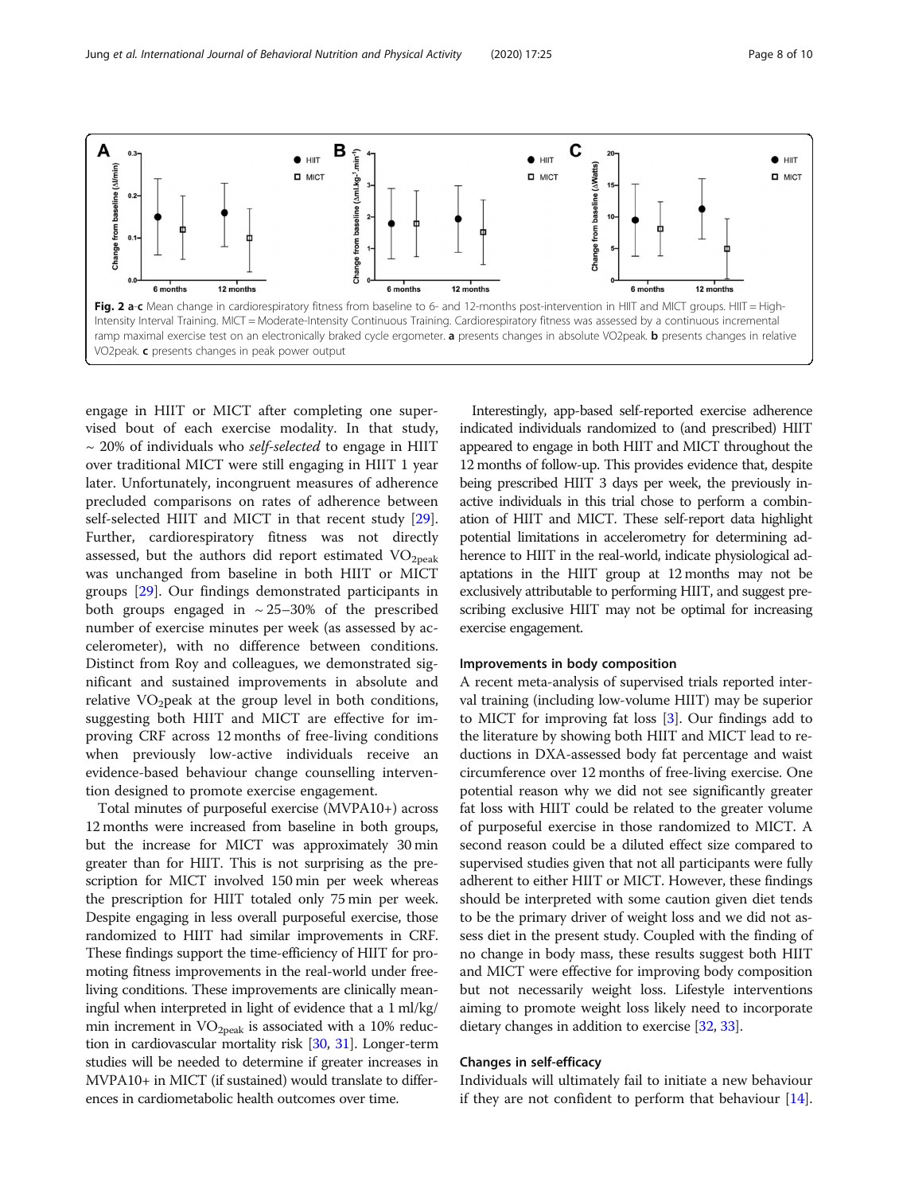**Fig. 2 a-c** Mean change in cardiorespiratory fitness from baseline to 6- and 12-months post-intervention in HIIT and MICT groups. HIIT = High-Intensity Interval Training. MICT = Moderate-Intensity Continuous Training. Cardiorespiratory fitness was assessed by a continuous incremental ramp maximal exercise test on an electronically braked cycle ergometer. **a** presents changes in absolute VO2peak. **b** presents changes in relative VO2peak. **c** presents changes in peak power output

engage in HIIT or MICT after completing one supervised bout of each exercise modality. In that study, ~ 20% of individuals who *self-selected* to engage in HIIT over traditional MICT were still engaging in HIIT 1 year later. Unfortunately, incongruent measures of adherence precluded comparisons on rates of adherence between self-selected HIIT and MICT in that recent study [29]. Further, cardiorespiratory fitness was not directly assessed, but the authors did report estimated $VO_{2peak}$ was unchanged from baseline in both HIIT or MICT groups [29]. Our findings demonstrated participants in both groups engaged in ~ 25–30% of the prescribed number of exercise minutes per week (as assessed by accelerometer), with no difference between conditions. Distinct from Roy and colleagues, we demonstrated significant and sustained improvements in absolute and relative $VO_2$peak at the group level in both conditions, suggesting both HIIT and MICT are effective for improving CRF across 12 months of free-living conditions when previously low-active individuals receive an evidence-based behaviour change counselling intervention designed to promote exercise engagement.

Total minutes of purposeful exercise (MVPA10+) across 12 months were increased from baseline in both groups, but the increase for MICT was approximately 30 min greater than for HIIT. This is not surprising as the prescription for MICT involved 150 min per week whereas the prescription for HIIT totaled only 75 min per week. Despite engaging in less overall purposeful exercise, those randomized to HIIT had similar improvements in CRF. These findings support the time-efficiency of HIIT for promoting fitness improvements in the real-world under free-living conditions. These improvements are clinically meaningful when interpreted in light of evidence that a 1 ml/kg/min increment in $VO_{2peak}$ is associated with a 10% reduction in cardiovascular mortality risk [30, 31]. Longer-term studies will be needed to determine if greater increases in MVPA10+ in MICT (if sustained) would translate to differences in cardiometabolic health outcomes over time.

Interestingly, app-based self-reported exercise adherence indicated individuals randomized to (and prescribed) HIIT appeared to engage in both HIIT and MICT throughout the 12 months of follow-up. This provides evidence that, despite being prescribed HIIT 3 days per week, the previously inactive individuals in this trial chose to perform a combination of HIIT and MICT. These self-report data highlight potential limitations in accelerometry for determining adherence to HIIT in the real-world, indicate physiological adaptations in the HIIT group at 12 months may not be exclusively attributable to performing HIIT, and suggest prescribing exclusive HIIT may not be optimal for increasing exercise engagement.

### Improvements in body composition

A recent meta-analysis of supervised trials reported interval training (including low-volume HIIT) may be superior to MICT for improving fat loss [3]. Our findings add to the literature by showing both HIIT and MICT lead to reductions in DXA-assessed body fat percentage and waist circumference over 12 months of free-living exercise. One potential reason why we did not see significantly greater fat loss with HIIT could be related to the greater volume of purposeful exercise in those randomized to MICT. A second reason could be a diluted effect size compared to supervised studies given that not all participants were fully adherent to either HIIT or MICT. However, these findings should be interpreted with some caution given diet tends to be the primary driver of weight loss and we did not assess diet in the present study. Coupled with the finding of no change in body mass, these results suggest both HIIT and MICT were effective for improving body composition but not necessarily weight loss. Lifestyle interventions aiming to promote weight loss likely need to incorporate dietary changes in addition to exercise [32, 33].

### Changes in self-efficacy

Individuals will ultimately fail to initiate a new behaviour if they are not confident to perform that behaviour [14].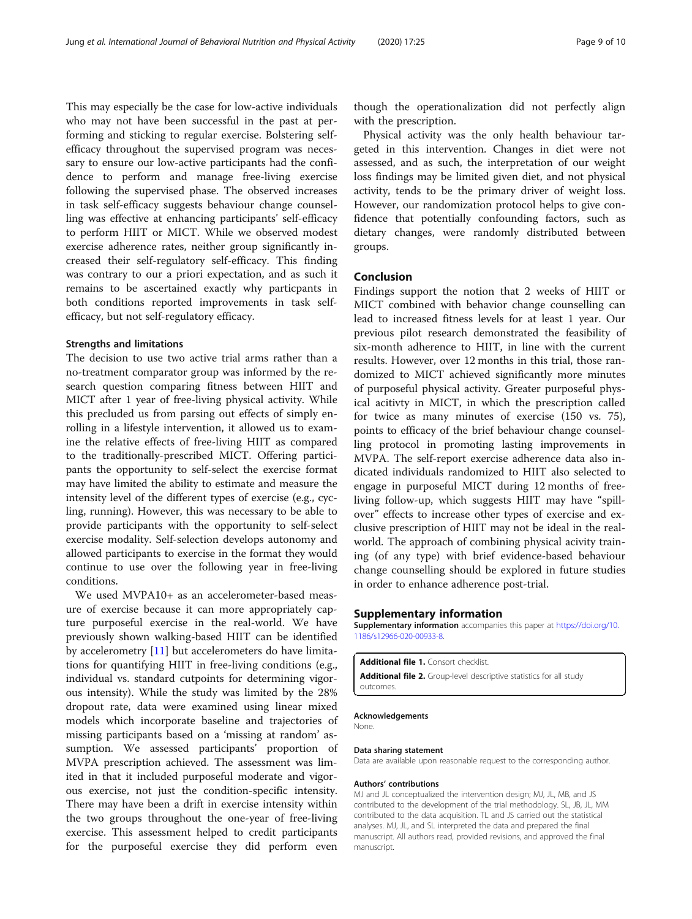This may especially be the case for low-active individuals who may not have been successful in the past at performing and sticking to regular exercise. Bolstering self-efficacy throughout the supervised program was necessary to ensure our low-active participants had the confidence to perform and manage free-living exercise following the supervised phase. The observed increases in task self-efficacy suggests behaviour change counselling was effective at enhancing participants' self-efficacy to perform HIIT or MICT. While we observed modest exercise adherence rates, neither group significantly increased their self-regulatory self-efficacy. This finding was contrary to our a priori expectation, and as such it remains to be ascertained exactly why particpants in both conditions reported improvements in task self-efficacy, but not self-regulatory efficacy.

### Strengths and limitations

The decision to use two active trial arms rather than a no-treatment comparator group was informed by the research question comparing fitness between HIIT and MICT after 1 year of free-living physical activity. While this precluded us from parsing out effects of simply enrolling in a lifestyle intervention, it allowed us to examine the relative effects of free-living HIIT as compared to the traditionally-prescribed MICT. Offering participants the opportunity to self-select the exercise format may have limited the ability to estimate and measure the intensity level of the different types of exercise (e.g., cycling, running). However, this was necessary to be able to provide participants with the opportunity to self-select exercise modality. Self-selection develops autonomy and allowed participants to exercise in the format they would continue to use over the following year in free-living conditions.

We used MVPA10+ as an accelerometer-based measure of exercise because it can more appropriately capture purposeful exercise in the real-world. We have previously shown walking-based HIIT can be identified by accelerometry [11] but accelerometers do have limitations for quantifying HIIT in free-living conditions (e.g., individual vs. standard cutpoints for determining vigorous intensity). While the study was limited by the 28% dropout rate, data were examined using linear mixed models which incorporate baseline and trajectories of missing participants based on a 'missing at random' assumption. We assessed participants' proportion of MVPA prescription achieved. The assessment was limited in that it included purposeful moderate and vigorous exercise, not just the condition-specific intensity. There may have been a drift in exercise intensity within the two groups throughout the one-year of free-living exercise. This assessment helped to credit participants for the purposeful exercise they did perform even though the operationalization did not perfectly align with the prescription.

Physical activity was the only health behaviour targeted in this intervention. Changes in diet were not assessed, and as such, the interpretation of our weight loss findings may be limited given diet, and not physical activity, tends to be the primary driver of weight loss. However, our randomization protocol helps to give confidence that potentially confounding factors, such as dietary changes, were randomly distributed between groups.

## Conclusion

Findings support the notion that 2 weeks of HIIT or MICT combined with behavior change counselling can lead to increased fitness levels for at least 1 year. Our previous pilot research demonstrated the feasibility of six-month adherence to HIIT, in line with the current results. However, over 12 months in this trial, those randomized to MICT achieved significantly more minutes of purposeful physical activity. Greater purposeful physical acitivty in MICT, in which the prescription called for twice as many minutes of exercise (150 vs. 75), points to efficacy of the brief behaviour change counselling protocol in promoting lasting improvements in MVPA. The self-report exercise adherence data also indicated individuals randomized to HIIT also selected to engage in purposeful MICT during 12 months of free-living follow-up, which suggests HIIT may have "spill-over" effects to increase other types of exercise and exclusive prescription of HIIT may not be ideal in the real-world. The approach of combining physical acivity training (of any type) with brief evidence-based behaviour change counselling should be explored in future studies in order to enhance adherence post-trial.

## Supplementary information

**Supplementary information** accompanies this paper at https://doi.org/10.1186/s12966-020-00933-8.

**Additional file 1.** Consort checklist.

**Additional file 2.** Group-level descriptive statistics for all study outcomes.

#### Acknowledgements

None.

#### Data sharing statement

Data are available upon reasonable request to the corresponding author.

#### Authors' contributions

MJ and JL conceptualized the intervention design; MJ, JL, MB, and JS contributed to the development of the trial methodology. SL, JB, JL, MM contributed to the data acquisition. TL and JS carried out the statistical analyses. MJ, JL, and SL interpreted the data and prepared the final manuscript. All authors read, provided revisions, and approved the final manuscript.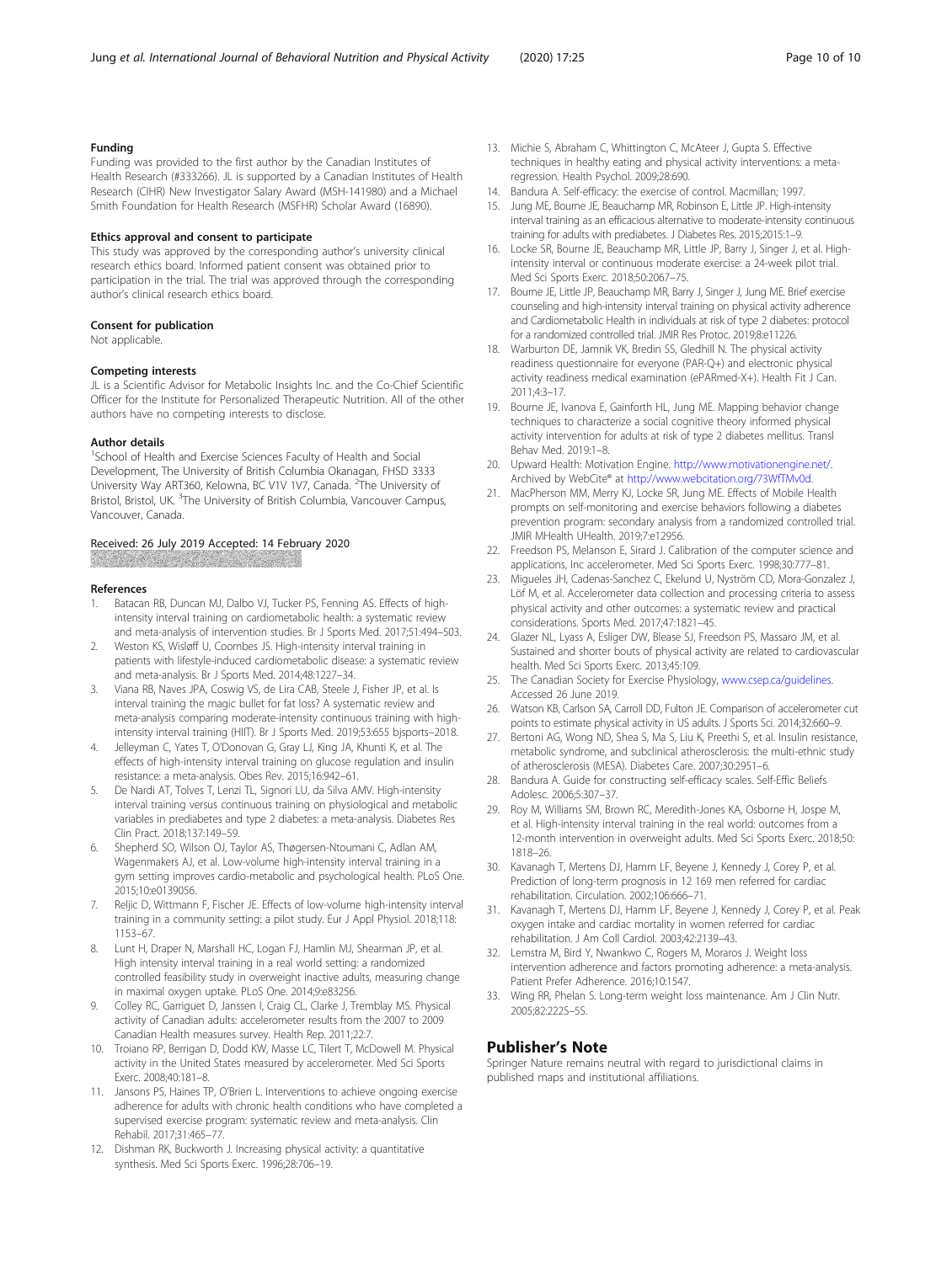### Funding

Funding was provided to the first author by the Canadian Institutes of Health Research (#333266). JL is supported by a Canadian Institutes of Health Research (CIHR) New Investigator Salary Award (MSH-141980) and a Michael Smith Foundation for Health Research (MSFHR) Scholar Award (16890).

### Ethics approval and consent to participate

This study was approved by the corresponding author's university clinical research ethics board. Informed patient consent was obtained prior to participation in the trial. The trial was approved through the corresponding author's clinical research ethics board.

### Consent for publication

Not applicable.

### Competing interests

JL is a Scientific Advisor for Metabolic Insights Inc. and the Co-Chief Scientific Officer for the Institute for Personalized Therapeutic Nutrition. All of the other authors have no competing interests to disclose.

### Author details

[1]School of Health and Exercise Sciences Faculty of Health and Social Development, The University of British Columbia Okanagan, FHSD 3333 University Way ART360, Kelowna, BC V1V 1V7, Canada. [2]The University of Bristol, Bristol, UK. [3]The University of British Columbia, Vancouver Campus, Vancouver, Canada.

Received: 26 July 2019 Accepted: 14 February 2020

### References

1. Batacan RB, Duncan MJ, Dalbo VJ, Tucker PS, Fenning AS. Effects of high-intensity interval training on cardiometabolic health: a systematic review and meta-analysis of intervention studies. Br J Sports Med. 2017;51:494–503.
2. Weston KS, Wisløff U, Coombes JS. High-intensity interval training in patients with lifestyle-induced cardiometabolic disease: a systematic review and meta-analysis. Br J Sports Med. 2014;48:1227–34.
3. Viana RB, Naves JPA, Coswig VS, de Lira CAB, Steele J, Fisher JP, et al. Is interval training the magic bullet for fat loss? A systematic review and meta-analysis comparing moderate-intensity continuous training with high-intensity interval training (HIIT). Br J Sports Med. 2019;53:655 bjsports–2018.
4. Jelleyman C, Yates T, O'Donovan G, Gray LJ, King JA, Khunti K, et al. The effects of high-intensity interval training on glucose regulation and insulin resistance: a meta-analysis. Obes Rev. 2015;16:942–61.
5. De Nardi AT, Tolves T, Lenzi TL, Signori LU, da Silva AMV. High-intensity interval training versus continuous training on physiological and metabolic variables in prediabetes and type 2 diabetes: a meta-analysis. Diabetes Res Clin Pract. 2018;137:149–59.
6. Shepherd SO, Wilson OJ, Taylor AS, Thøgersen-Ntoumani C, Adlan AM, Wagenmakers AJ, et al. Low-volume high-intensity interval training in a gym setting improves cardio-metabolic and psychological health. PLoS One. 2015;10:e0139056.
7. Reljic D, Wittmann F, Fischer JE. Effects of low-volume high-intensity interval training in a community setting: a pilot study. Eur J Appl Physiol. 2018;118: 1153–67.
8. Lunt H, Draper N, Marshall HC, Logan FJ, Hamlin MJ, Shearman JP, et al. High intensity interval training in a real world setting: a randomized controlled feasibility study in overweight inactive adults, measuring change in maximal oxygen uptake. PLoS One. 2014;9:e83256.
9. Colley RC, Garriguet D, Janssen I, Craig CL, Clarke J, Tremblay MS. Physical activity of Canadian adults: accelerometer results from the 2007 to 2009 Canadian Health measures survey. Health Rep. 2011;22:7.
10. Troiano RP, Berrigan D, Dodd KW, Masse LC, Tilert T, McDowell M. Physical activity in the United States measured by accelerometer. Med Sci Sports Exerc. 2008;40:181–8.
11. Jansons PS, Haines TP, O'Brien L. Interventions to achieve ongoing exercise adherence for adults with chronic health conditions who have completed a supervised exercise program: systematic review and meta-analysis. Clin Rehabil. 2017;31:465–77.
12. Dishman RK, Buckworth J. Increasing physical activity: a quantitative synthesis. Med Sci Sports Exerc. 1996;28:706–19.
13. Michie S, Abraham C, Whittington C, McAteer J, Gupta S. Effective techniques in healthy eating and physical activity interventions: a meta-regression. Health Psychol. 2009;28:690.
14. Bandura A. Self-efficacy: the exercise of control. Macmillan; 1997.
15. Jung ME, Bourne JE, Beauchamp MR, Robinson E, Little JP. High-intensity interval training as an efficacious alternative to moderate-intensity continuous training for adults with prediabetes. J Diabetes Res. 2015;2015:1–9.
16. Locke SR, Bourne JE, Beauchamp MR, Little JP, Barry J, Singer J, et al. High-intensity interval or continuous moderate exercise: a 24-week pilot trial. Med Sci Sports Exerc. 2018;50:2067–75.
17. Bourne JE, Little JP, Beauchamp MR, Barry J, Singer J, Jung ME. Brief exercise counseling and high-intensity interval training on physical activity adherence and Cardiometabolic Health in individuals at risk of type 2 diabetes: protocol for a randomized controlled trial. JMIR Res Protoc. 2019;8:e11226.
18. Warburton DE, Jamnik VK, Bredin SS, Gledhill N. The physical activity readiness questionnaire for everyone (PAR-Q+) and electronic physical activity readiness medical examination (ePARmed-X+). Health Fit J Can. 2011;4:3–17.
19. Bourne JE, Ivanova E, Gainforth HL, Jung ME. Mapping behavior change techniques to characterize a social cognitive theory informed physical activity intervention for adults at risk of type 2 diabetes mellitus. Transl Behav Med. 2019:1–8.
20. Upward Health: Motivation Engine. http://www.motivationengine.net/. Archived by WebCite® at http://www.webcitation.org/73WfTMv0d.
21. MacPherson MM, Merry KJ, Locke SR, Jung ME. Effects of Mobile Health prompts on self-monitoring and exercise behaviors following a diabetes prevention program: secondary analysis from a randomized controlled trial. JMIR MHealth UHealth. 2019;7:e12956.
22. Freedson PS, Melanson E, Sirard J. Calibration of the computer science and applications, Inc accelerometer. Med Sci Sports Exerc. 1998;30:777–81.
23. Migueles JH, Cadenas-Sanchez C, Ekelund U, Nyström CD, Mora-Gonzalez J, Löf M, et al. Accelerometer data collection and processing criteria to assess physical activity and other outcomes: a systematic review and practical considerations. Sports Med. 2017;47:1821–45.
24. Glazer NL, Lyass A, Esliger DW, Blease SJ, Freedson PS, Massaro JM, et al. Sustained and shorter bouts of physical activity are related to cardiovascular health. Med Sci Sports Exerc. 2013;45:109.
25. The Canadian Society for Exercise Physiology, www.csep.ca/guidelines. Accessed 26 June 2019.
26. Watson KB, Carlson SA, Carroll DD, Fulton JE. Comparison of accelerometer cut points to estimate physical activity in US adults. J Sports Sci. 2014;32:660–9.
27. Bertoni AG, Wong ND, Shea S, Ma S, Liu K, Preethi S, et al. Insulin resistance, metabolic syndrome, and subclinical atherosclerosis: the multi-ethnic study of atherosclerosis (MESA). Diabetes Care. 2007;30:2951–6.
28. Bandura A. Guide for constructing self-efficacy scales. Self-Effic Beliefs Adolesc. 2006;5:307–37.
29. Roy M, Williams SM, Brown RC, Meredith-Jones KA, Osborne H, Jospe M, et al. High-intensity interval training in the real world: outcomes from a 12-month intervention in overweight adults. Med Sci Sports Exerc. 2018;50: 1818–26.
30. Kavanagh T, Mertens DJ, Hamm LF, Beyene J, Kennedy J, Corey P, et al. Prediction of long-term prognosis in 12 169 men referred for cardiac rehabilitation. Circulation. 2002;106:666–71.
31. Kavanagh T, Mertens DJ, Hamm LF, Beyene J, Kennedy J, Corey P, et al. Peak oxygen intake and cardiac mortality in women referred for cardiac rehabilitation. J Am Coll Cardiol. 2003;42:2139–43.
32. Lemstra M, Bird Y, Nwankwo C, Rogers M, Moraros J. Weight loss intervention adherence and factors promoting adherence: a meta-analysis. Patient Prefer Adherence. 2016;10:1547.
33. Wing RR, Phelan S. Long-term weight loss maintenance. Am J Clin Nutr. 2005;82:222S–5S.

## Publisher's Note

Springer Nature remains neutral with regard to jurisdictional claims in published maps and institutional affiliations.